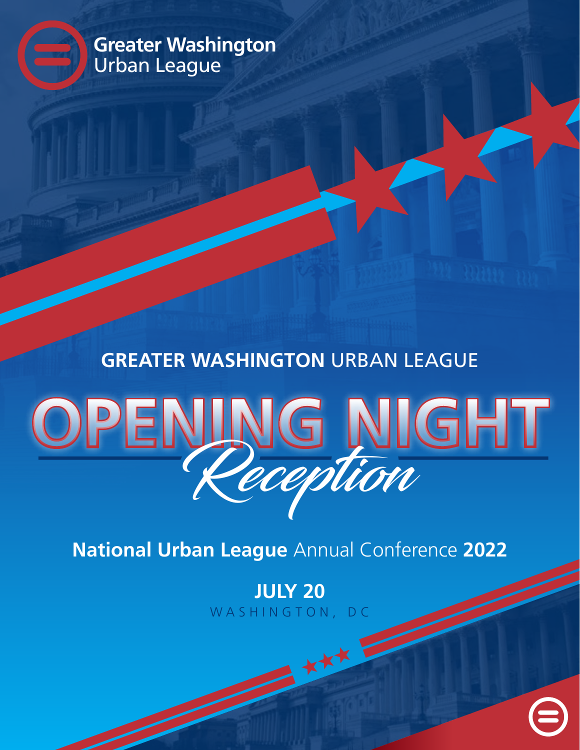Greater Washington
Urban League

GREATER WASHINGTON URBAN LEAGUE

# OPENING NIGHT

*Reception*

**National Urban League** Annual Conference **2022**

**JULY 20**

WASHINGTON, DC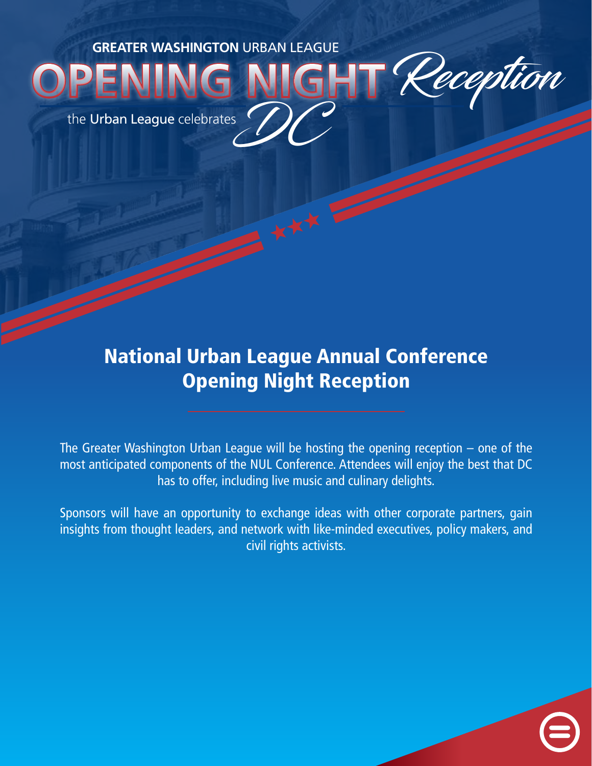**GREATER WASHINGTON** URBAN LEAGUE

# OPENING NIGHT *Reception*

the **Urban League** celebrates *DC*

## National Urban League Annual Conference Opening Night Reception

The Greater Washington Urban League will be hosting the opening reception – one of the most anticipated components of the NUL Conference. Attendees will enjoy the best that DC has to offer, including live music and culinary delights.

Sponsors will have an opportunity to exchange ideas with other corporate partners, gain insights from thought leaders, and network with like-minded executives, policy makers, and civil rights activists.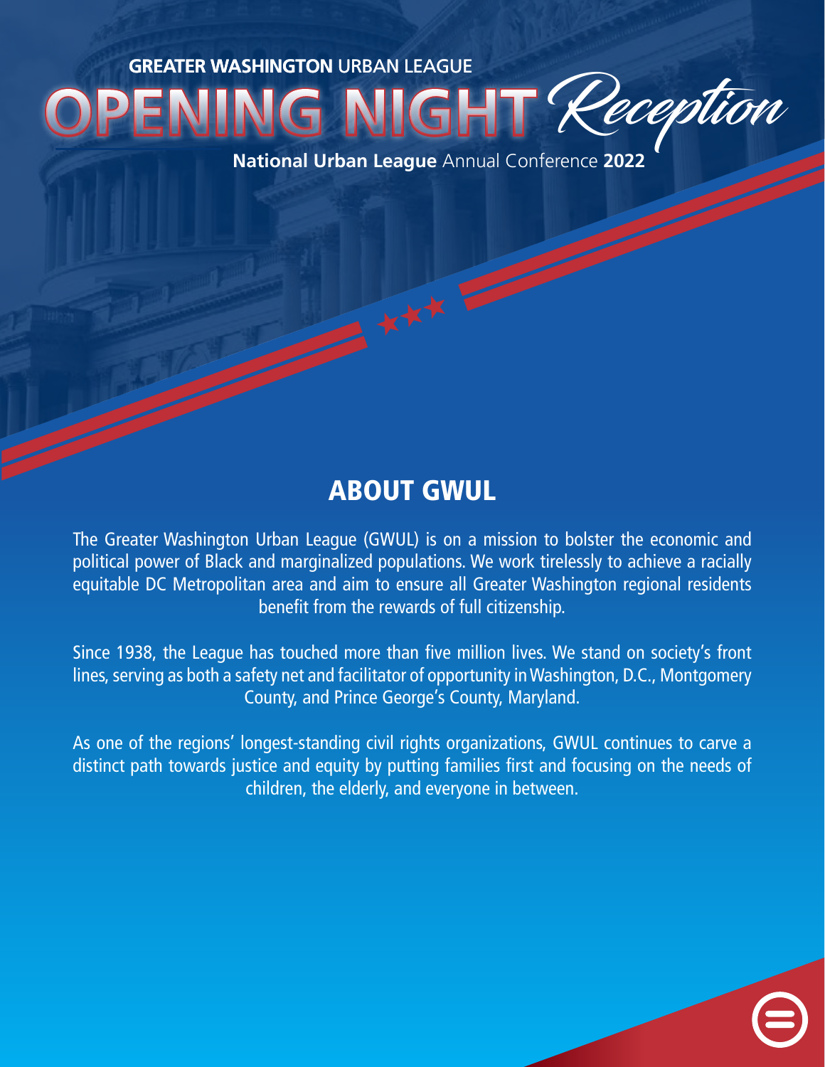GREATER WASHINGTON URBAN LEAGUE

# OPENING NIGHT *Reception*

**National Urban League** Annual Conference **2022**

## ABOUT GWUL

The Greater Washington Urban League (GWUL) is on a mission to bolster the economic and political power of Black and marginalized populations. We work tirelessly to achieve a racially equitable DC Metropolitan area and aim to ensure all Greater Washington regional residents benefit from the rewards of full citizenship.

Since 1938, the League has touched more than five million lives. We stand on society's front lines, serving as both a safety net and facilitator of opportunity in Washington, D.C., Montgomery County, and Prince George's County, Maryland.

As one of the regions' longest-standing civil rights organizations, GWUL continues to carve a distinct path towards justice and equity by putting families first and focusing on the needs of children, the elderly, and everyone in between.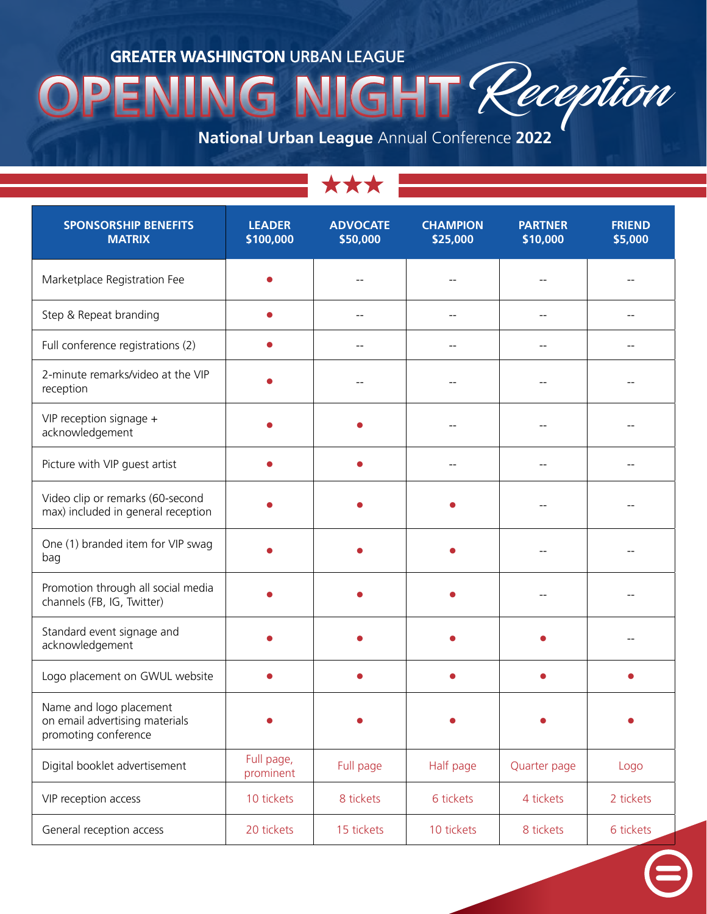GREATER WASHINGTON URBAN LEAGUE

# OPENING NIGHT *Reception*

**National Urban League** Annual Conference **2022**

| SPONSORSHIP BENEFITS MATRIX | LEADER $100,000 | ADVOCATE $50,000 | CHAMPION $25,000 | PARTNER $10,000 | FRIEND $5,000 |
|---|---|---|---|---|---|
| Marketplace Registration Fee | ● | -- | -- | -- | -- |
| Step & Repeat branding | ● | -- | -- | -- | -- |
| Full conference registrations (2) | ● | -- | -- | -- | -- |
| 2-minute remarks/video at the VIP reception | ● | -- | -- | -- | -- |
| VIP reception signage + acknowledgement | ● | ● | -- | -- | -- |
| Picture with VIP guest artist | ● | ● | -- | -- | -- |
| Video clip or remarks (60-second max) included in general reception | ● | ● | ● | -- | -- |
| One (1) branded item for VIP swag bag | ● | ● | ● | -- | -- |
| Promotion through all social media channels (FB, IG, Twitter) | ● | ● | ● | -- | -- |
| Standard event signage and acknowledgement | ● | ● | ● | ● | -- |
| Logo placement on GWUL website | ● | ● | ● | ● | ● |
| Name and logo placement on email advertising materials promoting conference | ● | ● | ● | ● | ● |
| Digital booklet advertisement | Full page, prominent | Full page | Half page | Quarter page | Logo |
| VIP reception access | 10 tickets | 8 tickets | 6 tickets | 4 tickets | 2 tickets |
| General reception access | 20 tickets | 15 tickets | 10 tickets | 8 tickets | 6 tickets |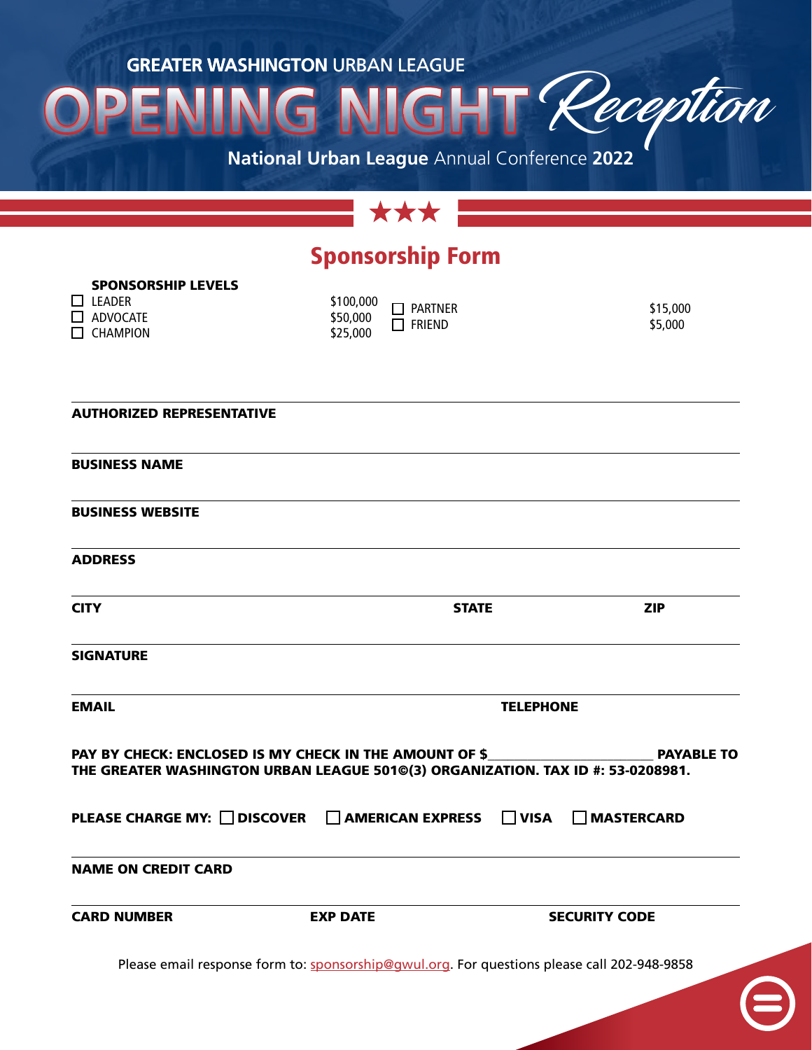GREATER WASHINGTON URBAN LEAGUE

# OPENING NIGHT Reception

**National Urban League** Annual Conference **2022**

## Sponsorship Form

**SPONSORSHIP LEVELS**

- ☐ LEADER $100,000
- ☐ ADVOCATE $50,000
- ☐ CHAMPION $25,000
- ☐ PARTNER $15,000
- ☐ FRIEND $5,000

**AUTHORIZED REPRESENTATIVE**

**BUSINESS NAME**

**BUSINESS WEBSITE**

**ADDRESS**

**CITY** **STATE** **ZIP**

**SIGNATURE**

**EMAIL** **TELEPHONE**

**PAY BY CHECK: ENCLOSED IS MY CHECK IN THE AMOUNT OF $________________________ PAYABLE TO THE GREATER WASHINGTON URBAN LEAGUE 501©(3) ORGANIZATION. TAX ID #: 53-0208981.**

**PLEASE CHARGE MY:** ☐ **DISCOVER** ☐ **AMERICAN EXPRESS** ☐ **VISA** ☐ **MASTERCARD**

**NAME ON CREDIT CARD**

**CARD NUMBER** **EXP DATE** **SECURITY CODE**

Please email response form to: sponsorship@gwul.org. For questions please call 202-948-9858